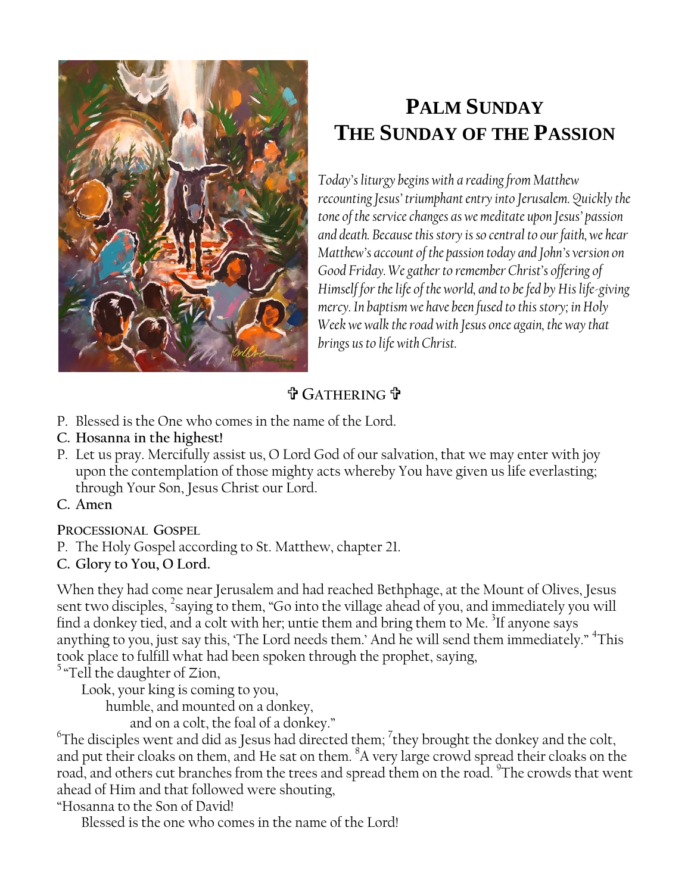# Palm Sunday
# The Sunday of the Passion

*Today's liturgy begins with a reading from Matthew recounting Jesus' triumphant entry into Jerusalem. Quickly the tone of the service changes as we meditate upon Jesus' passion and death. Because this story is so central to our faith, we hear Matthew's account of the passion today and John's version on Good Friday. We gather to remember Christ's offering of Himself for the life of the world, and to be fed by His life-giving mercy. In baptism we have been fused to this story; in Holy Week we walk the road with Jesus once again, the way that brings us to life with Christ.*

## ✞ Gathering ✞

P. Blessed is the One who comes in the name of the Lord.

**C. Hosanna in the highest!**

P. Let us pray. Mercifully assist us, O Lord God of our salvation, that we may enter with joy upon the contemplation of those mighty acts whereby You have given us life everlasting; through Your Son, Jesus Christ our Lord.

**C. Amen**

### Processional Gospel

P. The Holy Gospel according to St. Matthew, chapter 21.

**C. Glory to You, O Lord.**

When they had come near Jerusalem and had reached Bethphage, at the Mount of Olives, Jesus sent two disciples, [2]saying to them, "Go into the village ahead of you, and immediately you will find a donkey tied, and a colt with her; untie them and bring them to Me. [3]If anyone says anything to you, just say this, 'The Lord needs them.' And he will send them immediately." [4]This took place to fulfill what had been spoken through the prophet, saying,

[5] "Tell the daughter of Zion,
Look, your king is coming to you,
humble, and mounted on a donkey,
and on a colt, the foal of a donkey."

[6]The disciples went and did as Jesus had directed them; [7]they brought the donkey and the colt, and put their cloaks on them, and He sat on them. [8]A very large crowd spread their cloaks on the road, and others cut branches from the trees and spread them on the road. [9]The crowds that went ahead of Him and that followed were shouting,

"Hosanna to the Son of David!
Blessed is the one who comes in the name of the Lord!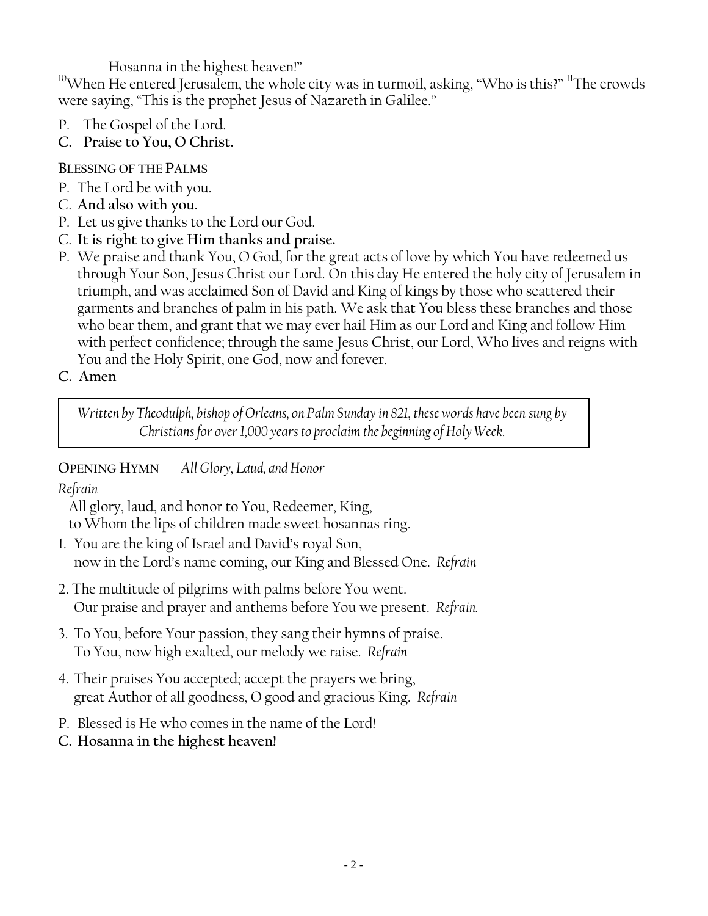Hosanna in the highest heaven!"

[10]When He entered Jerusalem, the whole city was in turmoil, asking, "Who is this?" [11]The crowds were saying, "This is the prophet Jesus of Nazareth in Galilee."

P. The Gospel of the Lord.
**C. Praise to You, O Christ.**

**BLESSING OF THE PALMS**

P. The Lord be with you.
C. **And also with you.**
P. Let us give thanks to the Lord our God.
C. **It is right to give Him thanks and praise.**
P. We praise and thank You, O God, for the great acts of love by which You have redeemed us through Your Son, Jesus Christ our Lord. On this day He entered the holy city of Jerusalem in triumph, and was acclaimed Son of David and King of kings by those who scattered their garments and branches of palm in his path. We ask that You bless these branches and those who bear them, and grant that we may ever hail Him as our Lord and King and follow Him with perfect confidence; through the same Jesus Christ, our Lord, Who lives and reigns with You and the Holy Spirit, one God, now and forever.
**C. Amen**

*Written by Theodulph, bishop of Orleans, on Palm Sunday in 821, these words have been sung by Christians for over 1,000 years to proclaim the beginning of Holy Week.*

**OPENING HYMN** *All Glory, Laud, and Honor*

*Refrain*
All glory, laud, and honor to You, Redeemer, King,
to Whom the lips of children made sweet hosannas ring.

1. You are the king of Israel and David's royal Son,
now in the Lord's name coming, our King and Blessed One. *Refrain*

2. The multitude of pilgrims with palms before You went.
Our praise and prayer and anthems before You we present. *Refrain.*

3. To You, before Your passion, they sang their hymns of praise.
To You, now high exalted, our melody we raise. *Refrain*

4. Their praises You accepted; accept the prayers we bring,
great Author of all goodness, O good and gracious King. *Refrain*

P. Blessed is He who comes in the name of the Lord!
**C. Hosanna in the highest heaven!**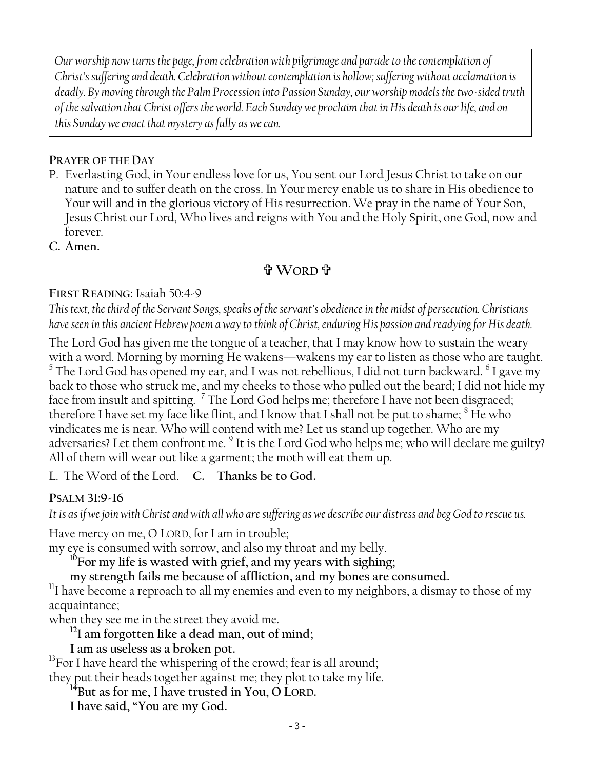*Our worship now turns the page, from celebration with pilgrimage and parade to the contemplation of Christ's suffering and death. Celebration without contemplation is hollow; suffering without acclamation is deadly. By moving through the Palm Procession into Passion Sunday, our worship models the two-sided truth of the salvation that Christ offers the world. Each Sunday we proclaim that in His death is our life, and on this Sunday we enact that mystery as fully as we can.*

**PRAYER OF THE DAY**

P. Everlasting God, in Your endless love for us, You sent our Lord Jesus Christ to take on our nature and to suffer death on the cross. In Your mercy enable us to share in His obedience to Your will and in the glorious victory of His resurrection. We pray in the name of Your Son, Jesus Christ our Lord, Who lives and reigns with You and the Holy Spirit, one God, now and forever.

**C. Amen.**

## ✞ WORD ✞

**FIRST READING:** Isaiah 50:4-9

*This text, the third of the Servant Songs, speaks of the servant's obedience in the midst of persecution. Christians have seen in this ancient Hebrew poem a way to think of Christ, enduring His passion and readying for His death.*

The Lord God has given me the tongue of a teacher, that I may know how to sustain the weary with a word. Morning by morning He wakens—wakens my ear to listen as those who are taught. [5] The Lord God has opened my ear, and I was not rebellious, I did not turn backward. [6] I gave my back to those who struck me, and my cheeks to those who pulled out the beard; I did not hide my face from insult and spitting. [7] The Lord God helps me; therefore I have not been disgraced; therefore I have set my face like flint, and I know that I shall not be put to shame; [8] He who vindicates me is near. Who will contend with me? Let us stand up together. Who are my adversaries? Let them confront me. [9] It is the Lord God who helps me; who will declare me guilty? All of them will wear out like a garment; the moth will eat them up.

L. The Word of the Lord. **C. Thanks be to God.**

**PSALM 31:9-16**

*It is as if we join with Christ and with all who are suffering as we describe our distress and beg God to rescue us.*

Have mercy on me, O LORD, for I am in trouble;
my eye is consumed with sorrow, and also my throat and my belly.

**[10]For my life is wasted with grief, and my years with sighing;**
**my strength fails me because of affliction, and my bones are consumed.**

[11]I have become a reproach to all my enemies and even to my neighbors, a dismay to those of my acquaintance;
when they see me in the street they avoid me.

**[12]I am forgotten like a dead man, out of mind;**
**I am as useless as a broken pot.**

[13]For I have heard the whispering of the crowd; fear is all around;
they put their heads together against me; they plot to take my life.

**[14]But as for me, I have trusted in You, O LORD.**
**I have said, "You are my God.**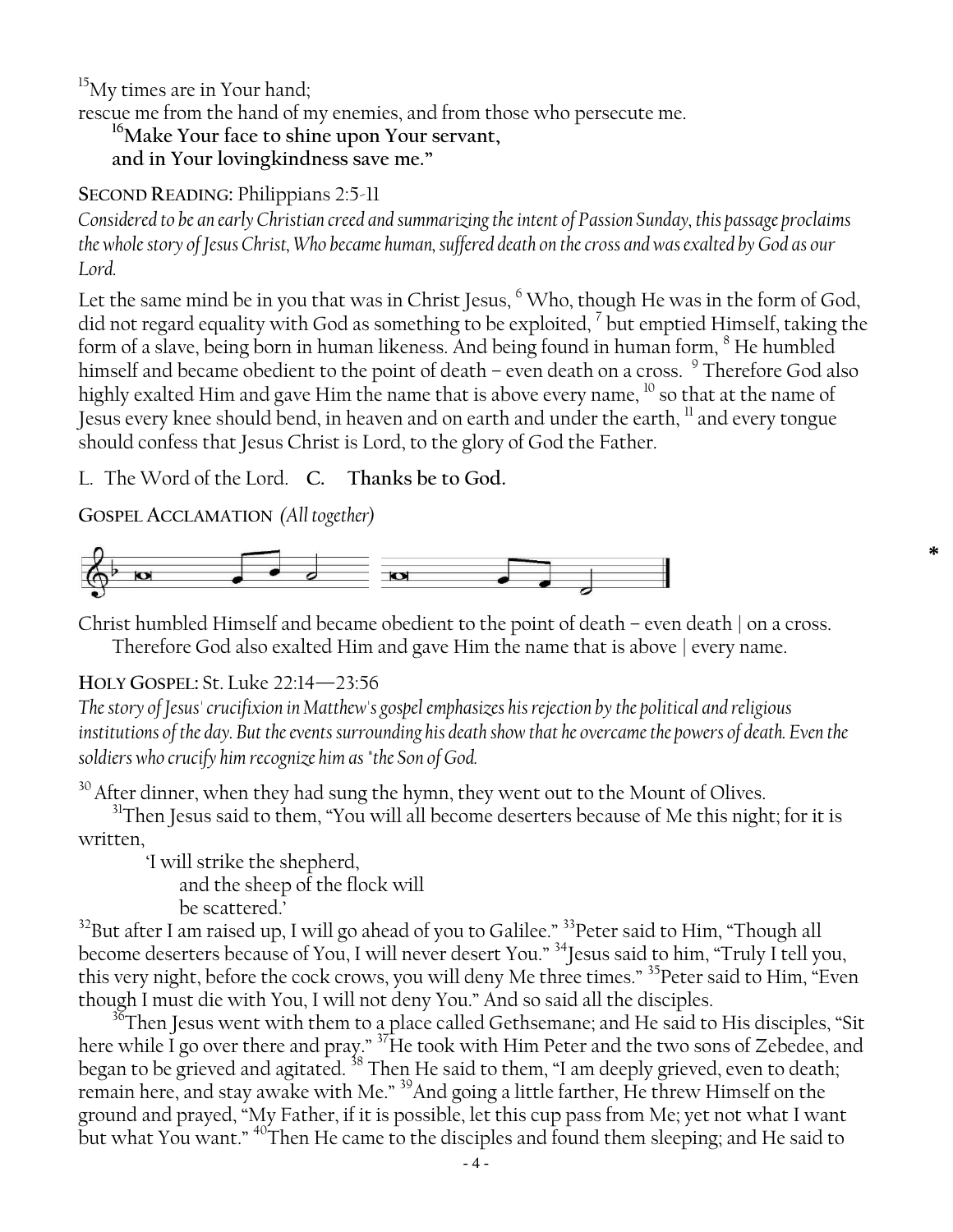[15]My times are in Your hand;
rescue me from the hand of my enemies, and from those who persecute me.

**[16]Make Your face to shine upon Your servant,**
**and in Your lovingkindness save me."**

**SECOND READING:** Philippians 2:5-11

*Considered to be an early Christian creed and summarizing the intent of Passion Sunday, this passage proclaims the whole story of Jesus Christ, Who became human, suffered death on the cross and was exalted by God as our Lord.*

Let the same mind be in you that was in Christ Jesus, [6] Who, though He was in the form of God, did not regard equality with God as something to be exploited, [7] but emptied Himself, taking the form of a slave, being born in human likeness. And being found in human form, [8] He humbled himself and became obedient to the point of death – even death on a cross. [9] Therefore God also highly exalted Him and gave Him the name that is above every name, [10] so that at the name of Jesus every knee should bend, in heaven and on earth and under the earth, [11] and every tongue should confess that Jesus Christ is Lord, to the glory of God the Father.

L. The Word of the Lord. **C. Thanks be to God.**

**GOSPEL ACCLAMATION** *(All together)*

*

Christ humbled Himself and became obedient to the point of death – even death | on a cross.
Therefore God also exalted Him and gave Him the name that is above | every name.

**HOLY GOSPEL:** St. Luke 22:14—23:56

*The story of Jesus' crucifixion in Matthew's gospel emphasizes his rejection by the political and religious institutions of the day. But the events surrounding his death show that he overcame the powers of death. Even the soldiers who crucify him recognize him as "the Son of God.*

[30] After dinner, when they had sung the hymn, they went out to the Mount of Olives.

[31]Then Jesus said to them, "You will all become deserters because of Me this night; for it is written,

'I will strike the shepherd,
and the sheep of the flock will
be scattered.'

[32]But after I am raised up, I will go ahead of you to Galilee." [33]Peter said to Him, "Though all become deserters because of You, I will never desert You." [34]Jesus said to him, "Truly I tell you, this very night, before the cock crows, you will deny Me three times." [35]Peter said to Him, "Even though I must die with You, I will not deny You." And so said all the disciples.

[36]Then Jesus went with them to a place called Gethsemane; and He said to His disciples, "Sit here while I go over there and pray." [37]He took with Him Peter and the two sons of Zebedee, and began to be grieved and agitated. [38] Then He said to them, "I am deeply grieved, even to death; remain here, and stay awake with Me." [39]And going a little farther, He threw Himself on the ground and prayed, "My Father, if it is possible, let this cup pass from Me; yet not what I want but what You want." [40]Then He came to the disciples and found them sleeping; and He said to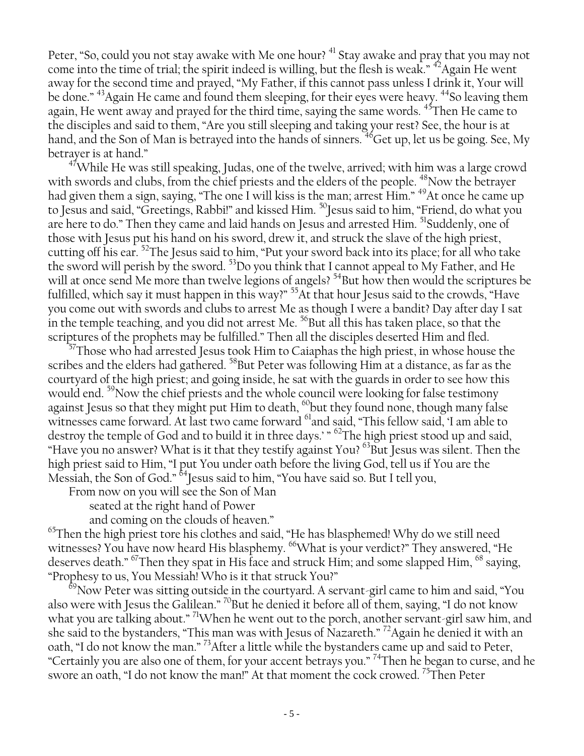Peter, "So, could you not stay awake with Me one hour? [41] Stay awake and pray that you may not come into the time of trial; the spirit indeed is willing, but the flesh is weak." [42]Again He went away for the second time and prayed, "My Father, if this cannot pass unless I drink it, Your will be done." [43]Again He came and found them sleeping, for their eyes were heavy. [44]So leaving them again, He went away and prayed for the third time, saying the same words. [45]Then He came to the disciples and said to them, "Are you still sleeping and taking your rest? See, the hour is at hand, and the Son of Man is betrayed into the hands of sinners. [46]Get up, let us be going. See, My betrayer is at hand."

[47]While He was still speaking, Judas, one of the twelve, arrived; with him was a large crowd with swords and clubs, from the chief priests and the elders of the people. [48]Now the betrayer had given them a sign, saying, "The one I will kiss is the man; arrest Him." [49]At once he came up to Jesus and said, "Greetings, Rabbi!" and kissed Him. [50]Jesus said to him, "Friend, do what you are here to do." Then they came and laid hands on Jesus and arrested Him. [51]Suddenly, one of those with Jesus put his hand on his sword, drew it, and struck the slave of the high priest, cutting off his ear. [52]The Jesus said to him, "Put your sword back into its place; for all who take the sword will perish by the sword. [53]Do you think that I cannot appeal to My Father, and He will at once send Me more than twelve legions of angels? [54]But how then would the scriptures be fulfilled, which say it must happen in this way?" [55]At that hour Jesus said to the crowds, "Have you come out with swords and clubs to arrest Me as though I were a bandit? Day after day I sat in the temple teaching, and you did not arrest Me. [56]But all this has taken place, so that the scriptures of the prophets may be fulfilled." Then all the disciples deserted Him and fled.

[57]Those who had arrested Jesus took Him to Caiaphas the high priest, in whose house the scribes and the elders had gathered. [58]But Peter was following Him at a distance, as far as the courtyard of the high priest; and going inside, he sat with the guards in order to see how this would end. [59]Now the chief priests and the whole council were looking for false testimony against Jesus so that they might put Him to death, [60]but they found none, though many false witnesses came forward. At last two came forward [61]and said, "This fellow said, 'I am able to destroy the temple of God and to build it in three days.' " [62]The high priest stood up and said, "Have you no answer? What is it that they testify against You? [63]But Jesus was silent. Then the high priest said to Him, "I put You under oath before the living God, tell us if You are the Messiah, the Son of God." [64]Jesus said to him, "You have said so. But I tell you,

From now on you will see the Son of Man
seated at the right hand of Power
and coming on the clouds of heaven."

[65]Then the high priest tore his clothes and said, "He has blasphemed! Why do we still need witnesses? You have now heard His blasphemy. [66]What is your verdict?" They answered, "He deserves death." [67]Then they spat in His face and struck Him; and some slapped Him, [68] saying, "Prophesy to us, You Messiah! Who is it that struck You?"

[69]Now Peter was sitting outside in the courtyard. A servant-girl came to him and said, "You also were with Jesus the Galilean." [70]But he denied it before all of them, saying, "I do not know what you are talking about." [71]When he went out to the porch, another servant-girl saw him, and she said to the bystanders, "This man was with Jesus of Nazareth." [72]Again he denied it with an oath, "I do not know the man." [73]After a little while the bystanders came up and said to Peter, "Certainly you are also one of them, for your accent betrays you." [74]Then he began to curse, and he swore an oath, "I do not know the man!" At that moment the cock crowed. [75]Then Peter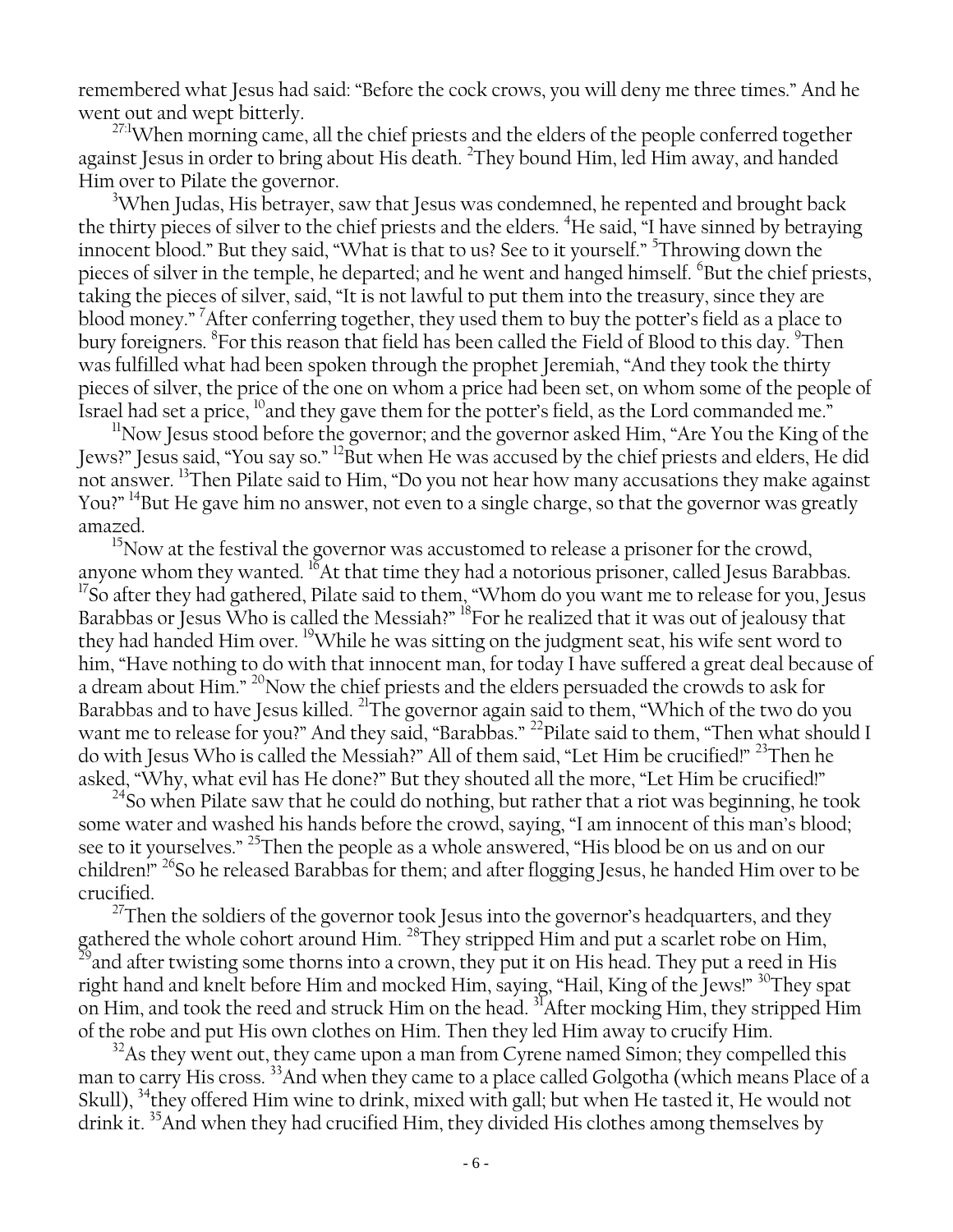remembered what Jesus had said: "Before the cock crows, you will deny me three times." And he went out and wept bitterly.

[27:1]When morning came, all the chief priests and the elders of the people conferred together against Jesus in order to bring about His death. [2]They bound Him, led Him away, and handed Him over to Pilate the governor.

[3]When Judas, His betrayer, saw that Jesus was condemned, he repented and brought back the thirty pieces of silver to the chief priests and the elders. [4]He said, "I have sinned by betraying innocent blood." But they said, "What is that to us? See to it yourself." [5]Throwing down the pieces of silver in the temple, he departed; and he went and hanged himself. [6]But the chief priests, taking the pieces of silver, said, "It is not lawful to put them into the treasury, since they are blood money." [7]After conferring together, they used them to buy the potter's field as a place to bury foreigners. [8]For this reason that field has been called the Field of Blood to this day. [9]Then was fulfilled what had been spoken through the prophet Jeremiah, "And they took the thirty pieces of silver, the price of the one on whom a price had been set, on whom some of the people of Israel had set a price, [10]and they gave them for the potter's field, as the Lord commanded me."

[11]Now Jesus stood before the governor; and the governor asked Him, "Are You the King of the Jews?" Jesus said, "You say so." [12]But when He was accused by the chief priests and elders, He did not answer. [13]Then Pilate said to Him, "Do you not hear how many accusations they make against You?" [14]But He gave him no answer, not even to a single charge, so that the governor was greatly amazed.

[15]Now at the festival the governor was accustomed to release a prisoner for the crowd, anyone whom they wanted. [16]At that time they had a notorious prisoner, called Jesus Barabbas. [17]So after they had gathered, Pilate said to them, "Whom do you want me to release for you, Jesus Barabbas or Jesus Who is called the Messiah?" [18]For he realized that it was out of jealousy that they had handed Him over. [19]While he was sitting on the judgment seat, his wife sent word to him, "Have nothing to do with that innocent man, for today I have suffered a great deal because of a dream about Him." [20]Now the chief priests and the elders persuaded the crowds to ask for Barabbas and to have Jesus killed. [21]The governor again said to them, "Which of the two do you want me to release for you?" And they said, "Barabbas." [22]Pilate said to them, "Then what should I do with Jesus Who is called the Messiah?" All of them said, "Let Him be crucified!" [23]Then he asked, "Why, what evil has He done?" But they shouted all the more, "Let Him be crucified!"

[24]So when Pilate saw that he could do nothing, but rather that a riot was beginning, he took some water and washed his hands before the crowd, saying, "I am innocent of this man's blood; see to it yourselves." [25]Then the people as a whole answered, "His blood be on us and on our children!" [26]So he released Barabbas for them; and after flogging Jesus, he handed Him over to be crucified.

[27]Then the soldiers of the governor took Jesus into the governor's headquarters, and they gathered the whole cohort around Him. [28]They stripped Him and put a scarlet robe on Him, [29]and after twisting some thorns into a crown, they put it on His head. They put a reed in His right hand and knelt before Him and mocked Him, saying, "Hail, King of the Jews!" [30]They spat on Him, and took the reed and struck Him on the head. [31]After mocking Him, they stripped Him of the robe and put His own clothes on Him. Then they led Him away to crucify Him.

[32]As they went out, they came upon a man from Cyrene named Simon; they compelled this man to carry His cross. [33]And when they came to a place called Golgotha (which means Place of a Skull), [34]they offered Him wine to drink, mixed with gall; but when He tasted it, He would not drink it. [35]And when they had crucified Him, they divided His clothes among themselves by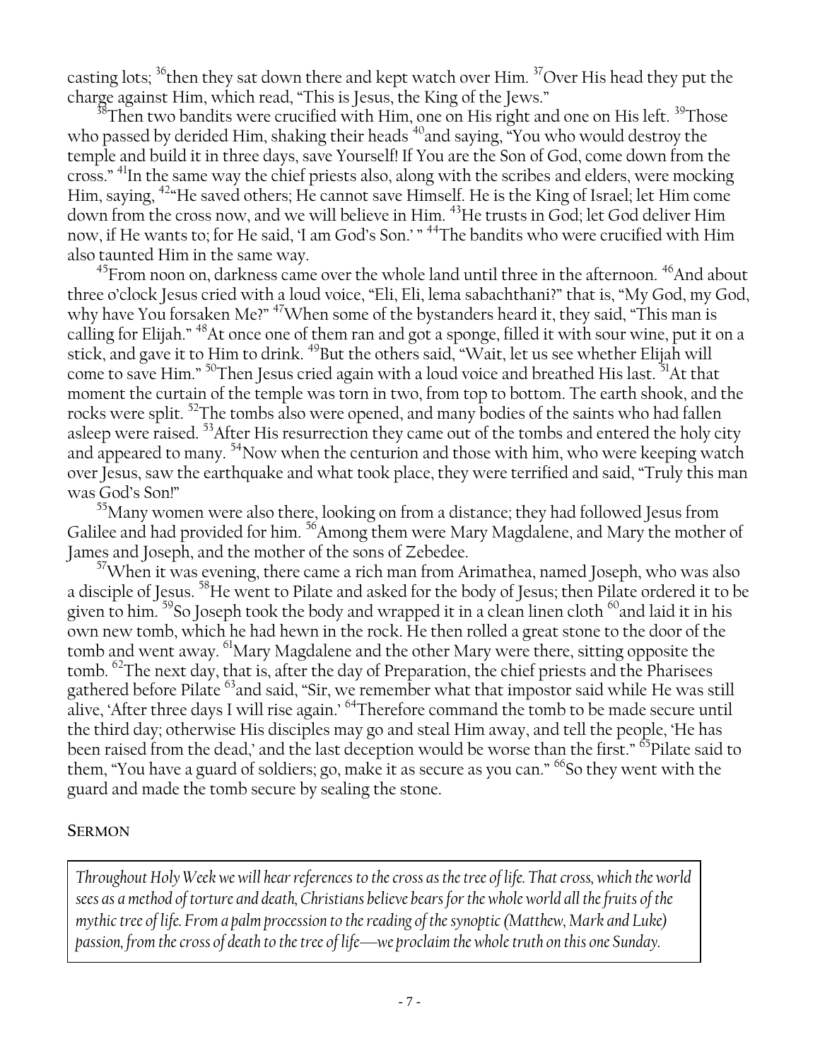casting lots; [36]then they sat down there and kept watch over Him. [37]Over His head they put the charge against Him, which read, "This is Jesus, the King of the Jews."

[38]Then two bandits were crucified with Him, one on His right and one on His left. [39]Those who passed by derided Him, shaking their heads [40]and saying, "You who would destroy the temple and build it in three days, save Yourself! If You are the Son of God, come down from the cross." [41]In the same way the chief priests also, along with the scribes and elders, were mocking Him, saying, [42]"He saved others; He cannot save Himself. He is the King of Israel; let Him come down from the cross now, and we will believe in Him. [43]He trusts in God; let God deliver Him now, if He wants to; for He said, 'I am God's Son.' " [44]The bandits who were crucified with Him also taunted Him in the same way.

[45]From noon on, darkness came over the whole land until three in the afternoon. [46]And about three o'clock Jesus cried with a loud voice, "Eli, Eli, lema sabachthani?" that is, "My God, my God, why have You forsaken Me?" [47]When some of the bystanders heard it, they said, "This man is calling for Elijah." [48]At once one of them ran and got a sponge, filled it with sour wine, put it on a stick, and gave it to Him to drink. [49]But the others said, "Wait, let us see whether Elijah will come to save Him." [50]Then Jesus cried again with a loud voice and breathed His last. [51]At that moment the curtain of the temple was torn in two, from top to bottom. The earth shook, and the rocks were split. [52]The tombs also were opened, and many bodies of the saints who had fallen asleep were raised. [53]After His resurrection they came out of the tombs and entered the holy city and appeared to many. [54]Now when the centurion and those with him, who were keeping watch over Jesus, saw the earthquake and what took place, they were terrified and said, "Truly this man was God's Son!"

[55]Many women were also there, looking on from a distance; they had followed Jesus from Galilee and had provided for him. [56]Among them were Mary Magdalene, and Mary the mother of James and Joseph, and the mother of the sons of Zebedee.

[57]When it was evening, there came a rich man from Arimathea, named Joseph, who was also a disciple of Jesus. [58]He went to Pilate and asked for the body of Jesus; then Pilate ordered it to be given to him. [59]So Joseph took the body and wrapped it in a clean linen cloth [60]and laid it in his own new tomb, which he had hewn in the rock. He then rolled a great stone to the door of the tomb and went away. [61]Mary Magdalene and the other Mary were there, sitting opposite the tomb. [62]The next day, that is, after the day of Preparation, the chief priests and the Pharisees gathered before Pilate [63]and said, "Sir, we remember what that impostor said while He was still alive, 'After three days I will rise again.' [64]Therefore command the tomb to be made secure until the third day; otherwise His disciples may go and steal Him away, and tell the people, 'He has been raised from the dead,' and the last deception would be worse than the first." [65]Pilate said to them, "You have a guard of soldiers; go, make it as secure as you can." [66]So they went with the guard and made the tomb secure by sealing the stone.

## SERMON

*Throughout Holy Week we will hear references to the cross as the tree of life. That cross, which the world sees as a method of torture and death, Christians believe bears for the whole world all the fruits of the mythic tree of life. From a palm procession to the reading of the synoptic (Matthew, Mark and Luke) passion, from the cross of death to the tree of life—we proclaim the whole truth on this one Sunday.*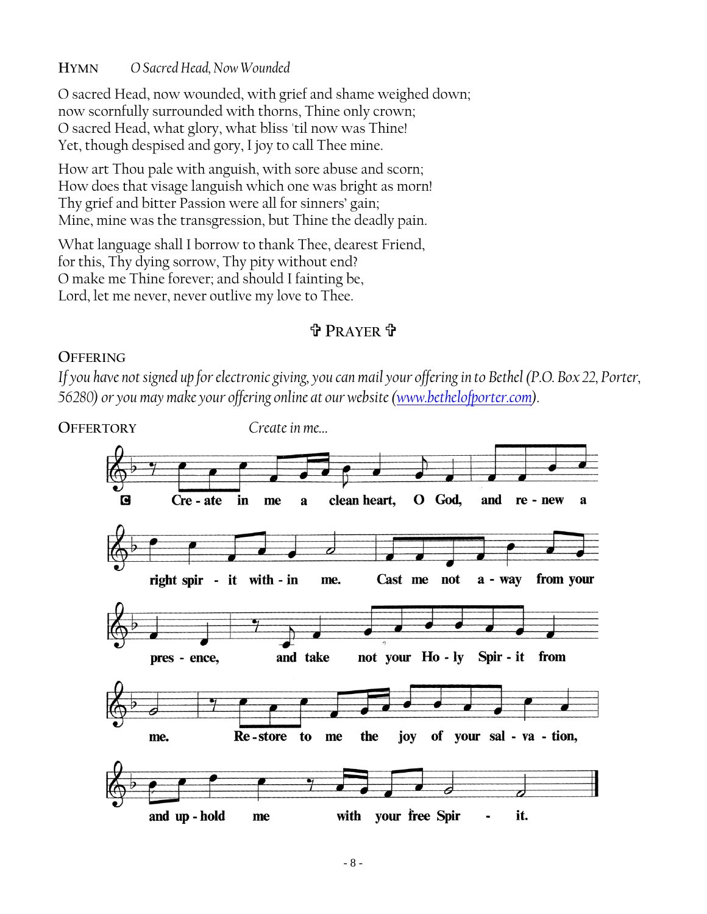**HYMN** *O Sacred Head, Now Wounded*

O sacred Head, now wounded, with grief and shame weighed down;
now scornfully surrounded with thorns, Thine only crown;
O sacred Head, what glory, what bliss 'til now was Thine!
Yet, though despised and gory, I joy to call Thee mine.

How art Thou pale with anguish, with sore abuse and scorn;
How does that visage languish which one was bright as morn!
Thy grief and bitter Passion were all for sinners' gain;
Mine, mine was the transgression, but Thine the deadly pain.

What language shall I borrow to thank Thee, dearest Friend,
for this, Thy dying sorrow, Thy pity without end?
O make me Thine forever; and should I fainting be,
Lord, let me never, never outlive my love to Thee.

## ✞ PRAYER ✞

**OFFERING**

*If you have not signed up for electronic giving, you can mail your offering in to Bethel (P.O. Box 22, Porter, 56280) or you may make your offering online at our website (www.bethelofporter.com).*

**OFFERTORY** *Create in me...*

C Create in me a clean heart, O God, and renew a right spirit within me. Cast me not away from your presence, and take not your Holy Spirit from me. Restore to me the joy of your salvation, and uphold me with your free Spirit.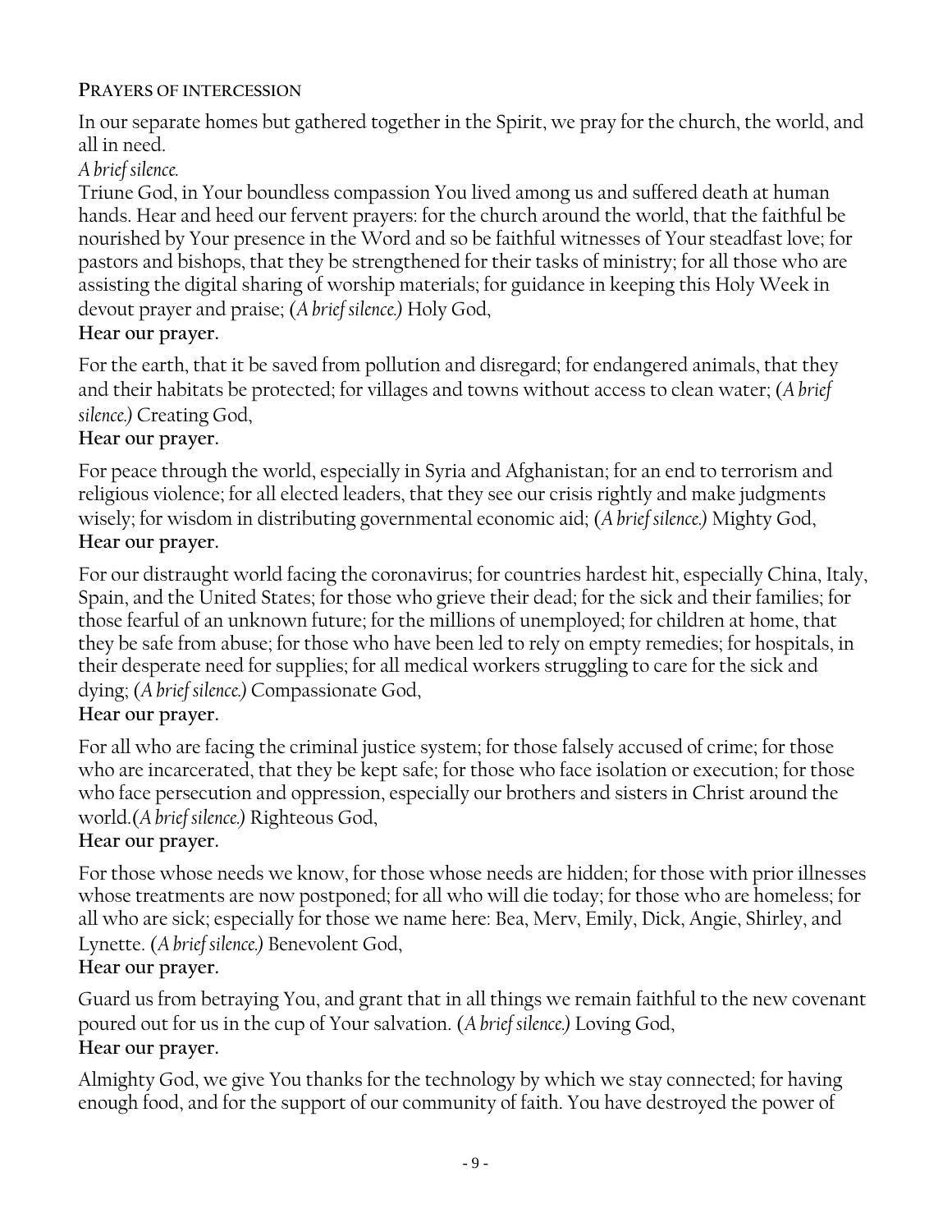**Prayers of intercession**

In our separate homes but gathered together in the Spirit, we pray for the church, the world, and all in need.

*A brief silence.*

Triune God, in Your boundless compassion You lived among us and suffered death at human hands. Hear and heed our fervent prayers: for the church around the world, that the faithful be nourished by Your presence in the Word and so be faithful witnesses of Your steadfast love; for pastors and bishops, that they be strengthened for their tasks of ministry; for all those who are assisting the digital sharing of worship materials; for guidance in keeping this Holy Week in devout prayer and praise; (*A brief silence.*) Holy God,

**Hear our prayer.**

For the earth, that it be saved from pollution and disregard; for endangered animals, that they and their habitats be protected; for villages and towns without access to clean water; (*A brief silence.*) Creating God,

**Hear our prayer.**

For peace through the world, especially in Syria and Afghanistan; for an end to terrorism and religious violence; for all elected leaders, that they see our crisis rightly and make judgments wisely; for wisdom in distributing governmental economic aid; (*A brief silence.*) Mighty God,

**Hear our prayer.**

For our distraught world facing the coronavirus; for countries hardest hit, especially China, Italy, Spain, and the United States; for those who grieve their dead; for the sick and their families; for those fearful of an unknown future; for the millions of unemployed; for children at home, that they be safe from abuse; for those who have been led to rely on empty remedies; for hospitals, in their desperate need for supplies; for all medical workers struggling to care for the sick and dying; (*A brief silence.*) Compassionate God,

**Hear our prayer.**

For all who are facing the criminal justice system; for those falsely accused of crime; for those who are incarcerated, that they be kept safe; for those who face isolation or execution; for those who face persecution and oppression, especially our brothers and sisters in Christ around the world.(*A brief silence.*) Righteous God,

**Hear our prayer.**

For those whose needs we know, for those whose needs are hidden; for those with prior illnesses whose treatments are now postponed; for all who will die today; for those who are homeless; for all who are sick; especially for those we name here: Bea, Merv, Emily, Dick, Angie, Shirley, and Lynette. (*A brief silence.*) Benevolent God,

**Hear our prayer.**

Guard us from betraying You, and grant that in all things we remain faithful to the new covenant poured out for us in the cup of Your salvation. (*A brief silence.*) Loving God,

**Hear our prayer.**

Almighty God, we give You thanks for the technology by which we stay connected; for having enough food, and for the support of our community of faith. You have destroyed the power of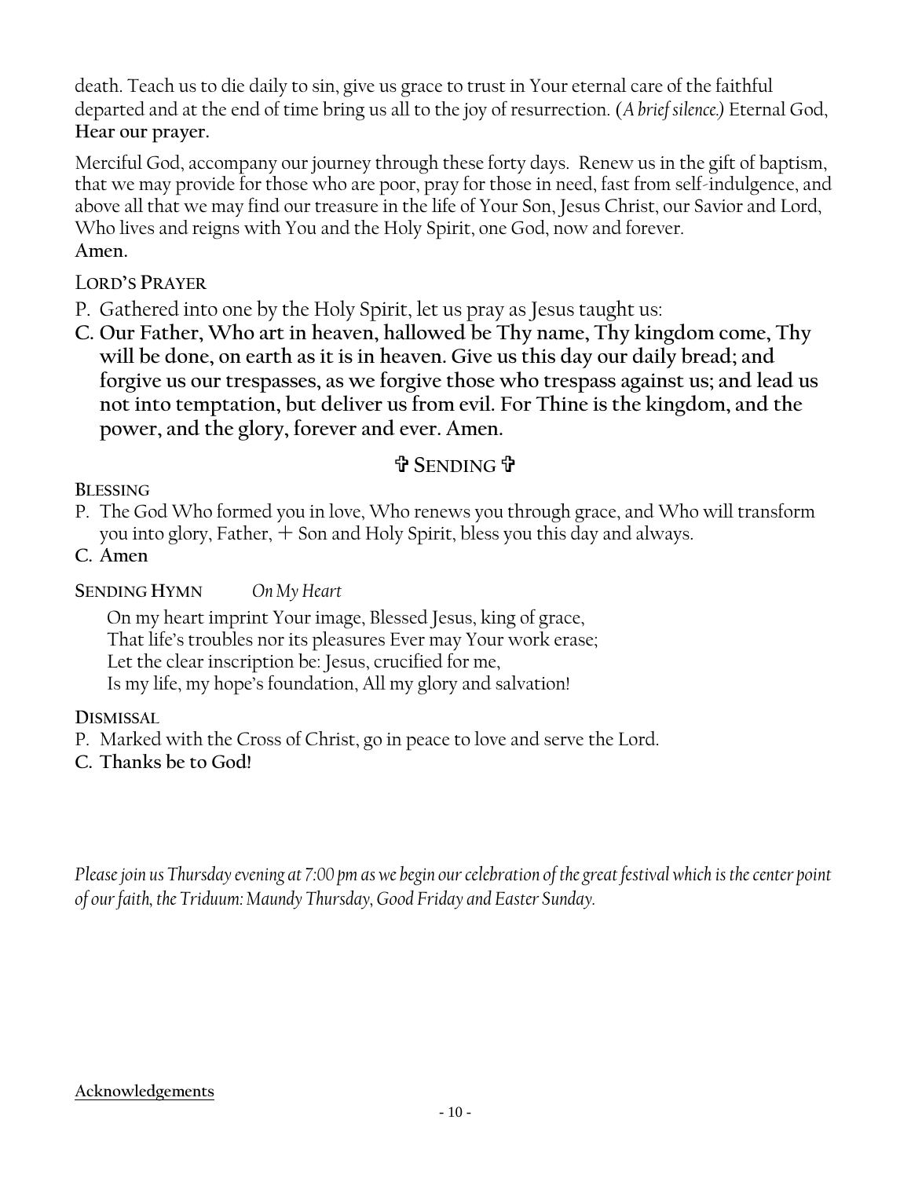death. Teach us to die daily to sin, give us grace to trust in Your eternal care of the faithful departed and at the end of time bring us all to the joy of resurrection. (*A brief silence.*) Eternal God, **Hear our prayer.**

Merciful God, accompany our journey through these forty days. Renew us in the gift of baptism, that we may provide for those who are poor, pray for those in need, fast from self-indulgence, and above all that we may find our treasure in the life of Your Son, Jesus Christ, our Savior and Lord, Who lives and reigns with You and the Holy Spirit, one God, now and forever.
**Amen.**

LORD'S PRAYER

P. Gathered into one by the Holy Spirit, let us pray as Jesus taught us:

**C. Our Father, Who art in heaven, hallowed be Thy name, Thy kingdom come, Thy will be done, on earth as it is in heaven. Give us this day our daily bread; and forgive us our trespasses, as we forgive those who trespass against us; and lead us not into temptation, but deliver us from evil. For Thine is the kingdom, and the power, and the glory, forever and ever. Amen.**

## ✞ SENDING ✞

**BLESSING**

P. The God Who formed you in love, Who renews you through grace, and Who will transform you into glory, Father, + Son and Holy Spirit, bless you this day and always.

**C. Amen**

**SENDING HYMN** *On My Heart*

On my heart imprint Your image, Blessed Jesus, king of grace,
That life's troubles nor its pleasures Ever may Your work erase;
Let the clear inscription be: Jesus, crucified for me,
Is my life, my hope's foundation, All my glory and salvation!

**DISMISSAL**

P. Marked with the Cross of Christ, go in peace to love and serve the Lord.

**C. Thanks be to God!**

*Please join us Thursday evening at 7:00 pm as we begin our celebration of the great festival which is the center point of our faith, the Triduum: Maundy Thursday, Good Friday and Easter Sunday.*

**Acknowledgements**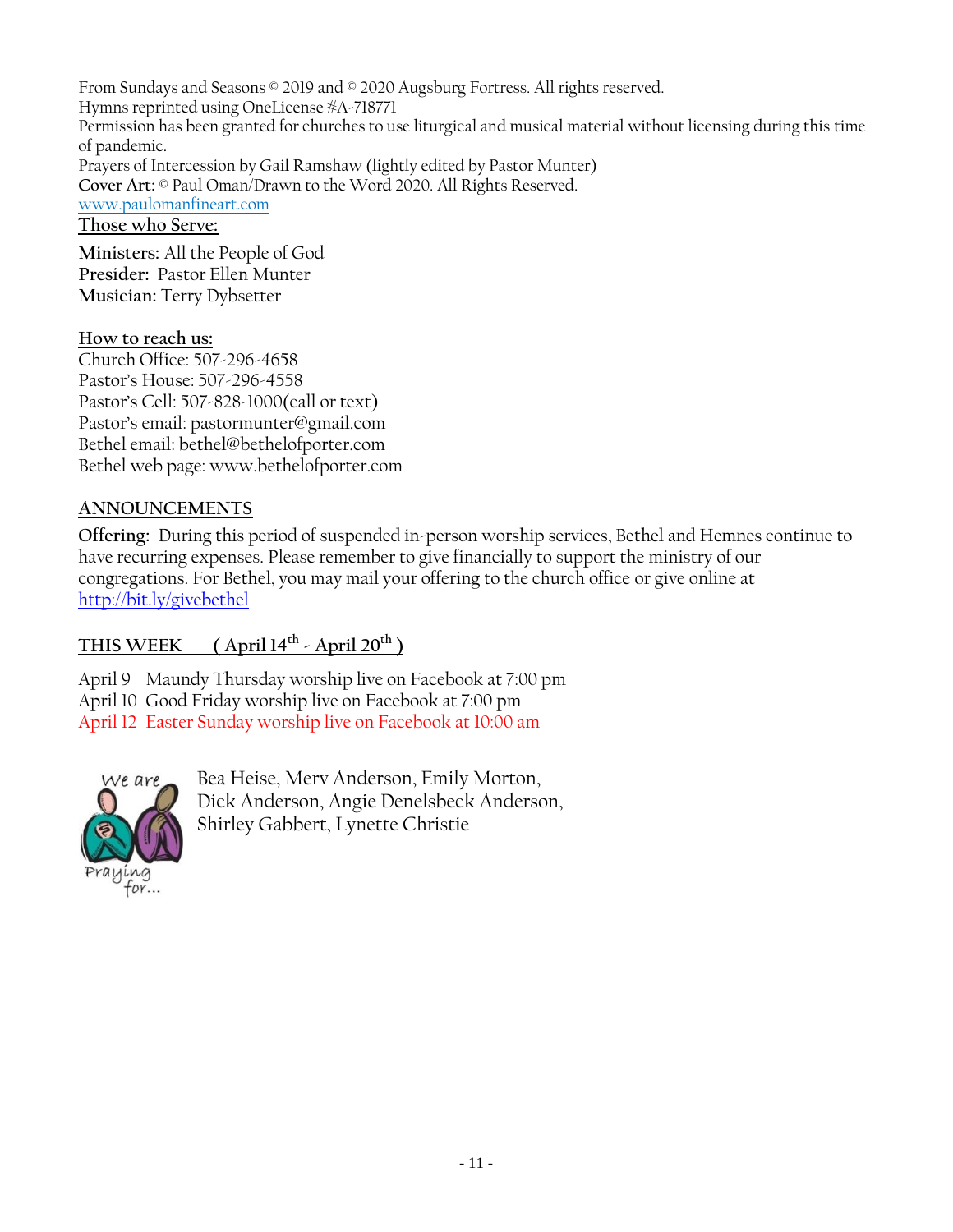From Sundays and Seasons © 2019 and © 2020 Augsburg Fortress. All rights reserved.
Hymns reprinted using OneLicense #A-718771
Permission has been granted for churches to use liturgical and musical material without licensing during this time of pandemic.
Prayers of Intercession by Gail Ramshaw (lightly edited by Pastor Munter)
**Cover Art:** © Paul Oman/Drawn to the Word 2020. All Rights Reserved.
www.paulomanfineart.com

**Those who Serve:**

**Ministers:** All the People of God
**Presider:** Pastor Ellen Munter
**Musician:** Terry Dybsetter

**How to reach us:**
Church Office: 507-296-4658
Pastor's House: 507-296-4558
Pastor's Cell: 507-828-1000(call or text)
Pastor's email: pastormunter@gmail.com
Bethel email: bethel@bethelofporter.com
Bethel web page: www.bethelofporter.com

## ANNOUNCEMENTS

**Offering:** During this period of suspended in-person worship services, Bethel and Hemnes continue to have recurring expenses. Please remember to give financially to support the ministry of our congregations. For Bethel, you may mail your offering to the church office or give online at http://bit.ly/givebethel

**THIS WEEK ( April 14th - April 20th )**

April 9 Maundy Thursday worship live on Facebook at 7:00 pm
April 10 Good Friday worship live on Facebook at 7:00 pm
April 12 Easter Sunday worship live on Facebook at 10:00 am

We are Praying for...

Bea Heise, Merv Anderson, Emily Morton, Dick Anderson, Angie Denelsbeck Anderson, Shirley Gabbert, Lynette Christie